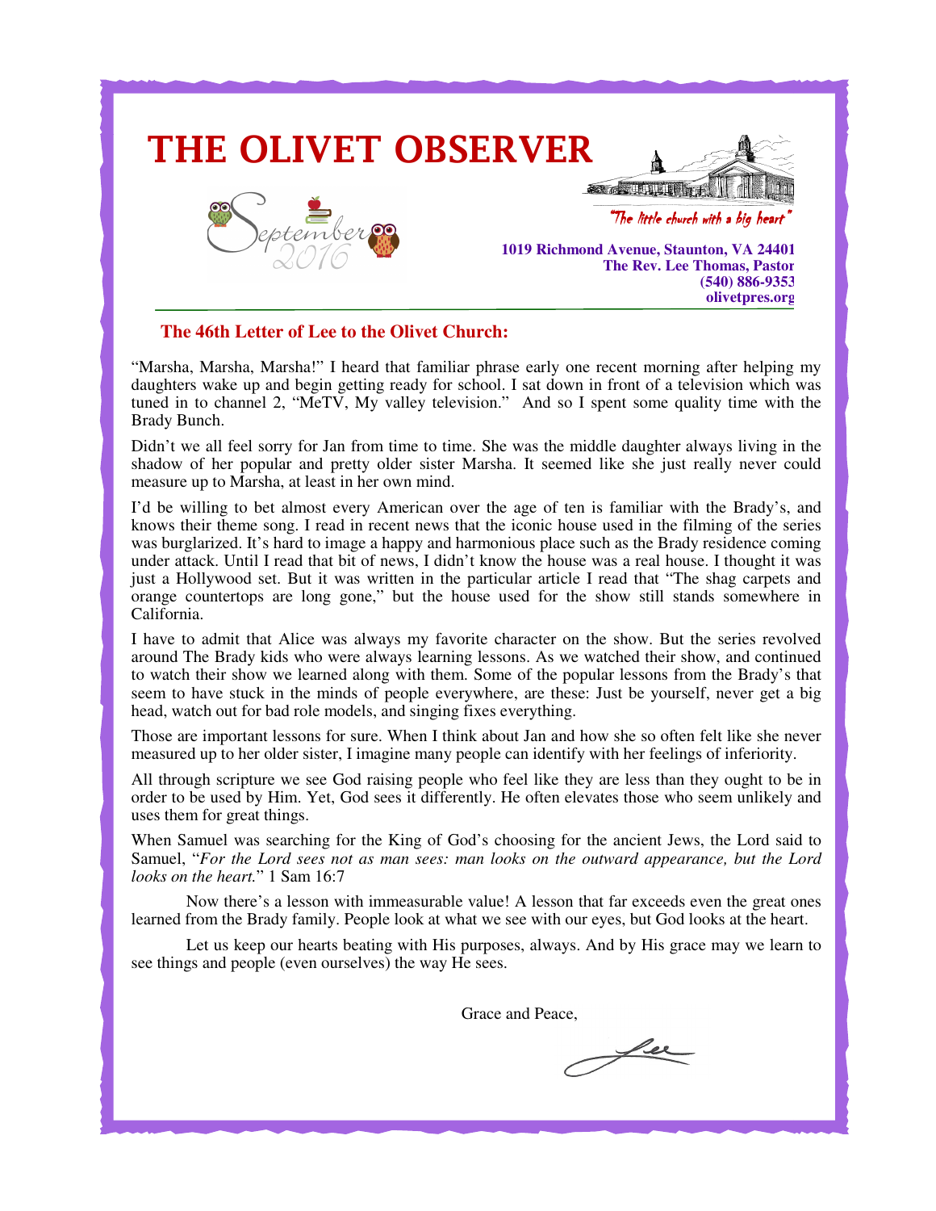# THE OLIVET OBSERVER

September 2016

"The little church with a big heart"

**1019 Richmond Avenue, Staunton, VA 24401**
**The Rev. Lee Thomas, Pastor**
**(540) 886-9353**
**olivetpres.org**

## The 46th Letter of Lee to the Olivet Church:

"Marsha, Marsha, Marsha!" I heard that familiar phrase early one recent morning after helping my daughters wake up and begin getting ready for school. I sat down in front of a television which was tuned in to channel 2, "MeTV, My valley television." And so I spent some quality time with the Brady Bunch.

Didn't we all feel sorry for Jan from time to time. She was the middle daughter always living in the shadow of her popular and pretty older sister Marsha. It seemed like she just really never could measure up to Marsha, at least in her own mind.

I'd be willing to bet almost every American over the age of ten is familiar with the Brady's, and knows their theme song. I read in recent news that the iconic house used in the filming of the series was burglarized. It's hard to image a happy and harmonious place such as the Brady residence coming under attack. Until I read that bit of news, I didn't know the house was a real house. I thought it was just a Hollywood set. But it was written in the particular article I read that "The shag carpets and orange countertops are long gone," but the house used for the show still stands somewhere in California.

I have to admit that Alice was always my favorite character on the show. But the series revolved around The Brady kids who were always learning lessons. As we watched their show, and continued to watch their show we learned along with them. Some of the popular lessons from the Brady's that seem to have stuck in the minds of people everywhere, are these: Just be yourself, never get a big head, watch out for bad role models, and singing fixes everything.

Those are important lessons for sure. When I think about Jan and how she so often felt like she never measured up to her older sister, I imagine many people can identify with her feelings of inferiority.

All through scripture we see God raising people who feel like they are less than they ought to be in order to be used by Him. Yet, God sees it differently. He often elevates those who seem unlikely and uses them for great things.

When Samuel was searching for the King of God's choosing for the ancient Jews, the Lord said to Samuel, "*For the Lord sees not as man sees: man looks on the outward appearance, but the Lord looks on the heart.*" 1 Sam 16:7

Now there's a lesson with immeasurable value! A lesson that far exceeds even the great ones learned from the Brady family. People look at what we see with our eyes, but God looks at the heart.

Let us keep our hearts beating with His purposes, always. And by His grace may we learn to see things and people (even ourselves) the way He sees.

Grace and Peace,

Lee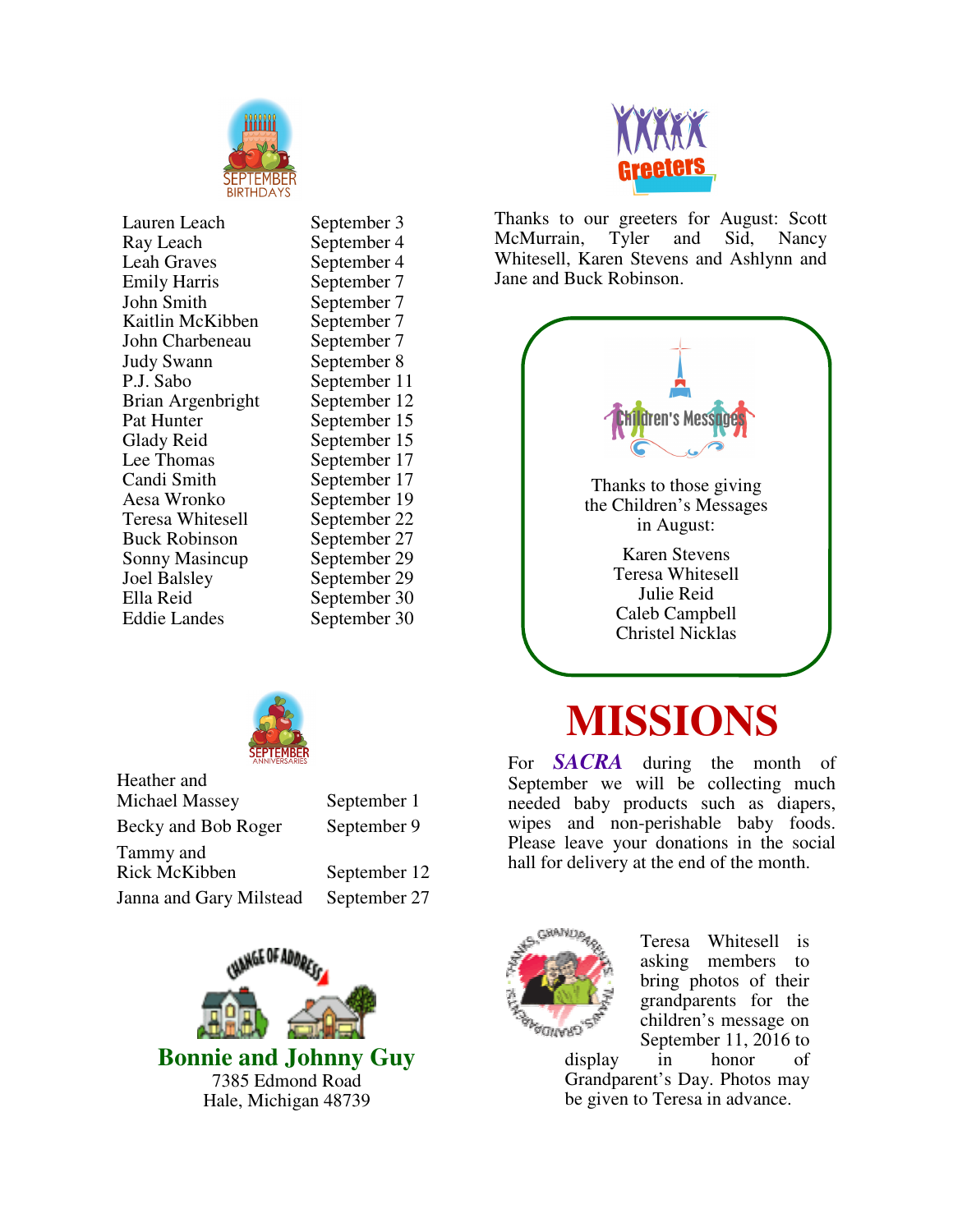## September Birthdays

| Name | Date |
| --- | --- |
| Lauren Leach | September 3 |
| Ray Leach | September 4 |
| Leah Graves | September 4 |
| Emily Harris | September 7 |
| John Smith | September 7 |
| Kaitlin McKibben | September 7 |
| John Charbeneau | September 7 |
| Judy Swann | September 8 |
| P.J. Sabo | September 11 |
| Brian Argenbright | September 12 |
| Pat Hunter | September 15 |
| Glady Reid | September 15 |
| Lee Thomas | September 17 |
| Candi Smith | September 17 |
| Aesa Wronko | September 19 |
| Teresa Whitesell | September 22 |
| Buck Robinson | September 27 |
| Sonny Masincup | September 29 |
| Joel Balsley | September 29 |
| Ella Reid | September 30 |
| Eddie Landes | September 30 |

## September Anniversaries

| Names | Date |
| --- | --- |
| Heather and Michael Massey | September 1 |
| Becky and Bob Roger | September 9 |
| Tammy and Rick McKibben | September 12 |
| Janna and Gary Milstead | September 27 |

## Change of Address

**Bonnie and Johnny Guy**
7385 Edmond Road
Hale, Michigan 48739

## Greeters

Thanks to our greeters for August: Scott McMurrain, Tyler and Sid, Nancy Whitesell, Karen Stevens and Ashlynn and Jane and Buck Robinson.

## Children's Messages

Thanks to those giving the Children's Messages in August:

Karen Stevens
Teresa Whitesell
Julie Reid
Caleb Campbell
Christel Nicklas

# MISSIONS

For ***SACRA*** during the month of September we will be collecting much needed baby products such as diapers, wipes and non-perishable baby foods. Please leave your donations in the social hall for delivery at the end of the month.

Teresa Whitesell is asking members to bring photos of their grandparents for the children's message on September 11, 2016 to display in honor of Grandparent's Day. Photos may be given to Teresa in advance.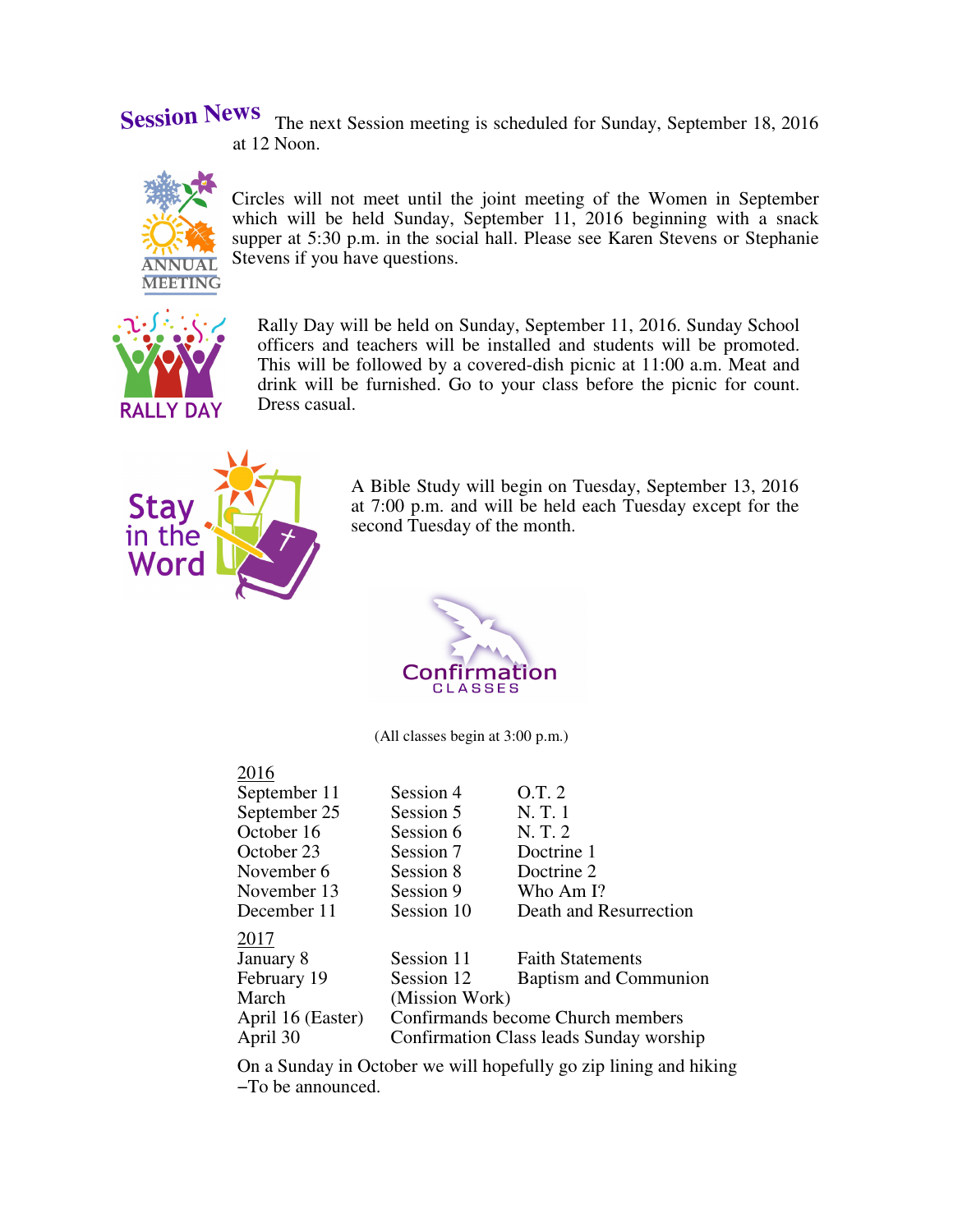## Session News

The next Session meeting is scheduled for Sunday, September 18, 2016 at 12 Noon.

ANNUAL MEETING

Circles will not meet until the joint meeting of the Women in September which will be held Sunday, September 11, 2016 beginning with a snack supper at 5:30 p.m. in the social hall. Please see Karen Stevens or Stephanie Stevens if you have questions.

RALLY DAY

Rally Day will be held on Sunday, September 11, 2016. Sunday School officers and teachers will be installed and students will be promoted. This will be followed by a covered-dish picnic at 11:00 a.m. Meat and drink will be furnished. Go to your class before the picnic for count. Dress casual.

Stay in the Word

A Bible Study will begin on Tuesday, September 13, 2016 at 7:00 p.m. and will be held each Tuesday except for the second Tuesday of the month.

## Confirmation CLASSES

(All classes begin at 3:00 p.m.)

| 2016 | | |
|---|---|---|
| September 11 | Session 4 | O.T. 2 |
| September 25 | Session 5 | N. T. 1 |
| October 16 | Session 6 | N. T. 2 |
| October 23 | Session 7 | Doctrine 1 |
| November 6 | Session 8 | Doctrine 2 |
| November 13 | Session 9 | Who Am I? |
| December 11 | Session 10 | Death and Resurrection |
| **2017** | | |
| January 8 | Session 11 | Faith Statements |
| February 19 | Session 12 | Baptism and Communion |
| March | (Mission Work) | |
| April 16 (Easter) | Confirmands become Church members | |
| April 30 | Confirmation Class leads Sunday worship | |

On a Sunday in October we will hopefully go zip lining and hiking –To be announced.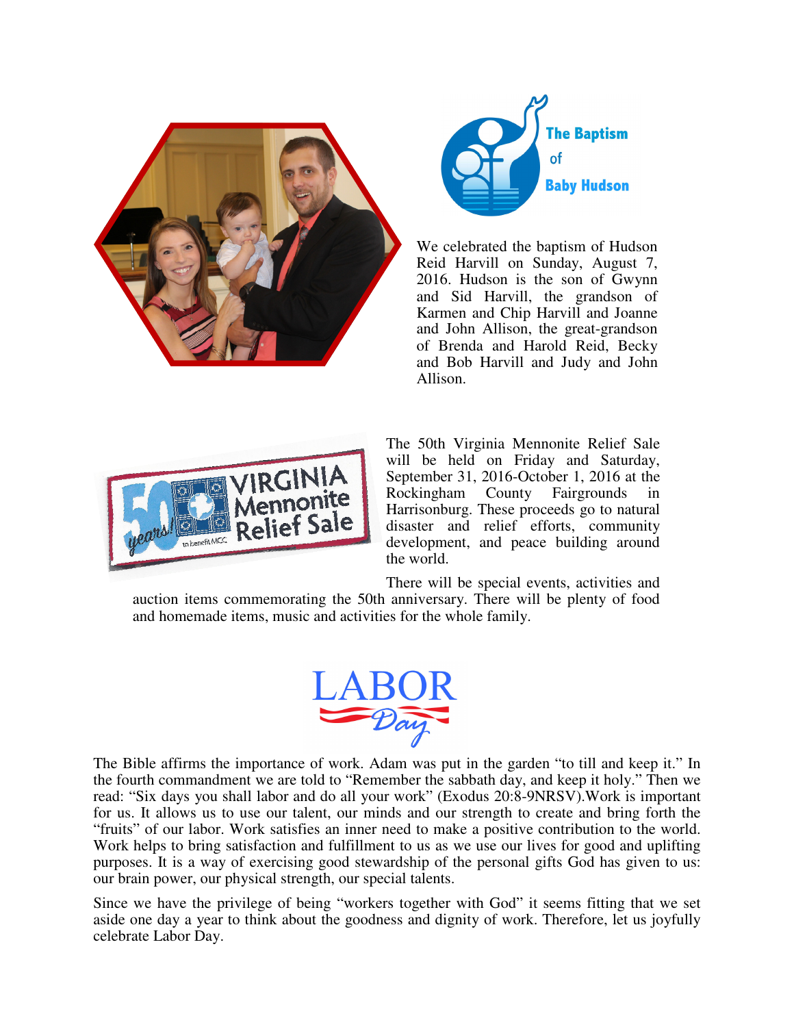## The Baptism of Baby Hudson

We celebrated the baptism of Hudson Reid Harvill on Sunday, August 7, 2016. Hudson is the son of Gwynn and Sid Harvill, the grandson of Karmen and Chip Harvill and Joanne and John Allison, the great-grandson of Brenda and Harold Reid, Becky and Bob Harvill and Judy and John Allison.

The 50th Virginia Mennonite Relief Sale will be held on Friday and Saturday, September 31, 2016-October 1, 2016 at the Rockingham County Fairgrounds in Harrisonburg. These proceeds go to natural disaster and relief efforts, community development, and peace building around the world.

There will be special events, activities and auction items commemorating the 50th anniversary. There will be plenty of food and homemade items, music and activities for the whole family.

## LABOR Day

The Bible affirms the importance of work. Adam was put in the garden "to till and keep it." In the fourth commandment we are told to "Remember the sabbath day, and keep it holy." Then we read: "Six days you shall labor and do all your work" (Exodus 20:8-9NRSV).Work is important for us. It allows us to use our talent, our minds and our strength to create and bring forth the "fruits" of our labor. Work satisfies an inner need to make a positive contribution to the world. Work helps to bring satisfaction and fulfillment to us as we use our lives for good and uplifting purposes. It is a way of exercising good stewardship of the personal gifts God has given to us: our brain power, our physical strength, our special talents.

Since we have the privilege of being "workers together with God" it seems fitting that we set aside one day a year to think about the goodness and dignity of work. Therefore, let us joyfully celebrate Labor Day.